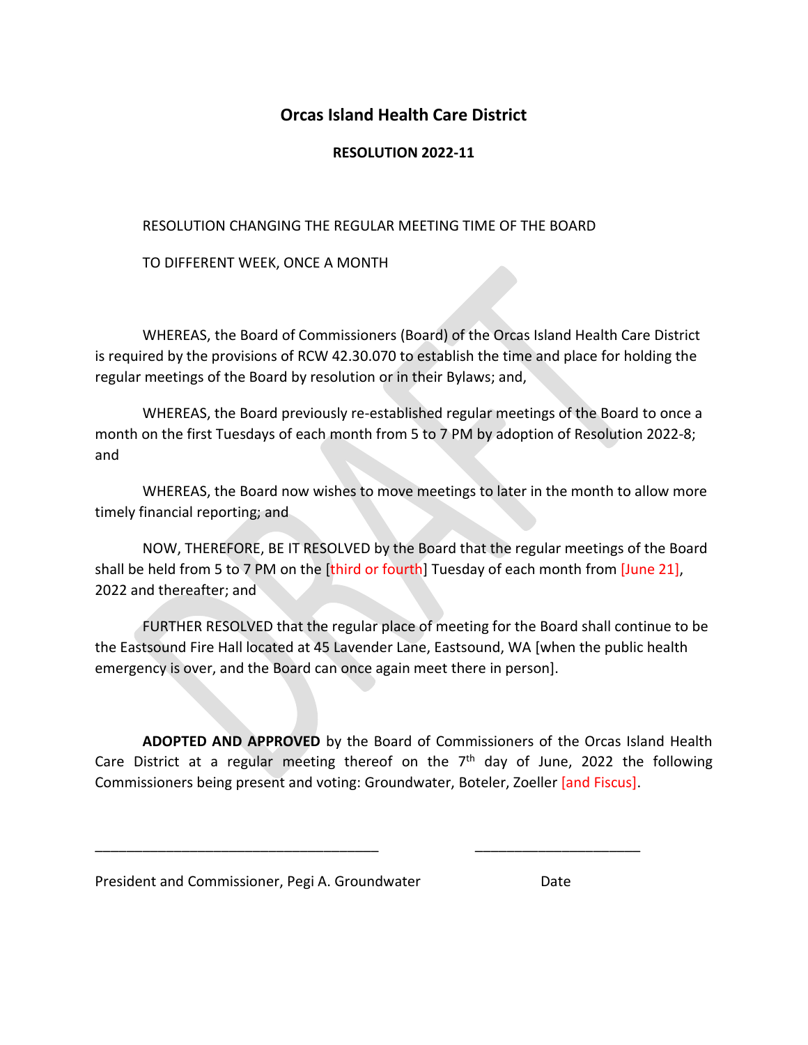# Orcas Island Health Care District

## RESOLUTION 2022-11

RESOLUTION CHANGING THE REGULAR MEETING TIME OF THE BOARD

TO DIFFERENT WEEK, ONCE A MONTH

WHEREAS, the Board of Commissioners (Board) of the Orcas Island Health Care District is required by the provisions of RCW 42.30.070 to establish the time and place for holding the regular meetings of the Board by resolution or in their Bylaws; and,

WHEREAS, the Board previously re-established regular meetings of the Board to once a month on the first Tuesdays of each month from 5 to 7 PM by adoption of Resolution 2022-8; and

WHEREAS, the Board now wishes to move meetings to later in the month to allow more timely financial reporting; and

NOW, THEREFORE, BE IT RESOLVED by the Board that the regular meetings of the Board shall be held from 5 to 7 PM on the [third or fourth] Tuesday of each month from [June 21], 2022 and thereafter; and

FURTHER RESOLVED that the regular place of meeting for the Board shall continue to be the Eastsound Fire Hall located at 45 Lavender Lane, Eastsound, WA [when the public health emergency is over, and the Board can once again meet there in person].

**ADOPTED AND APPROVED** by the Board of Commissioners of the Orcas Island Health Care District at a regular meeting thereof on the 7th day of June, 2022 the following Commissioners being present and voting: Groundwater, Boteler, Zoeller [and Fiscus].

_____________________________________ _____________________

President and Commissioner, Pegi A. Groundwater Date